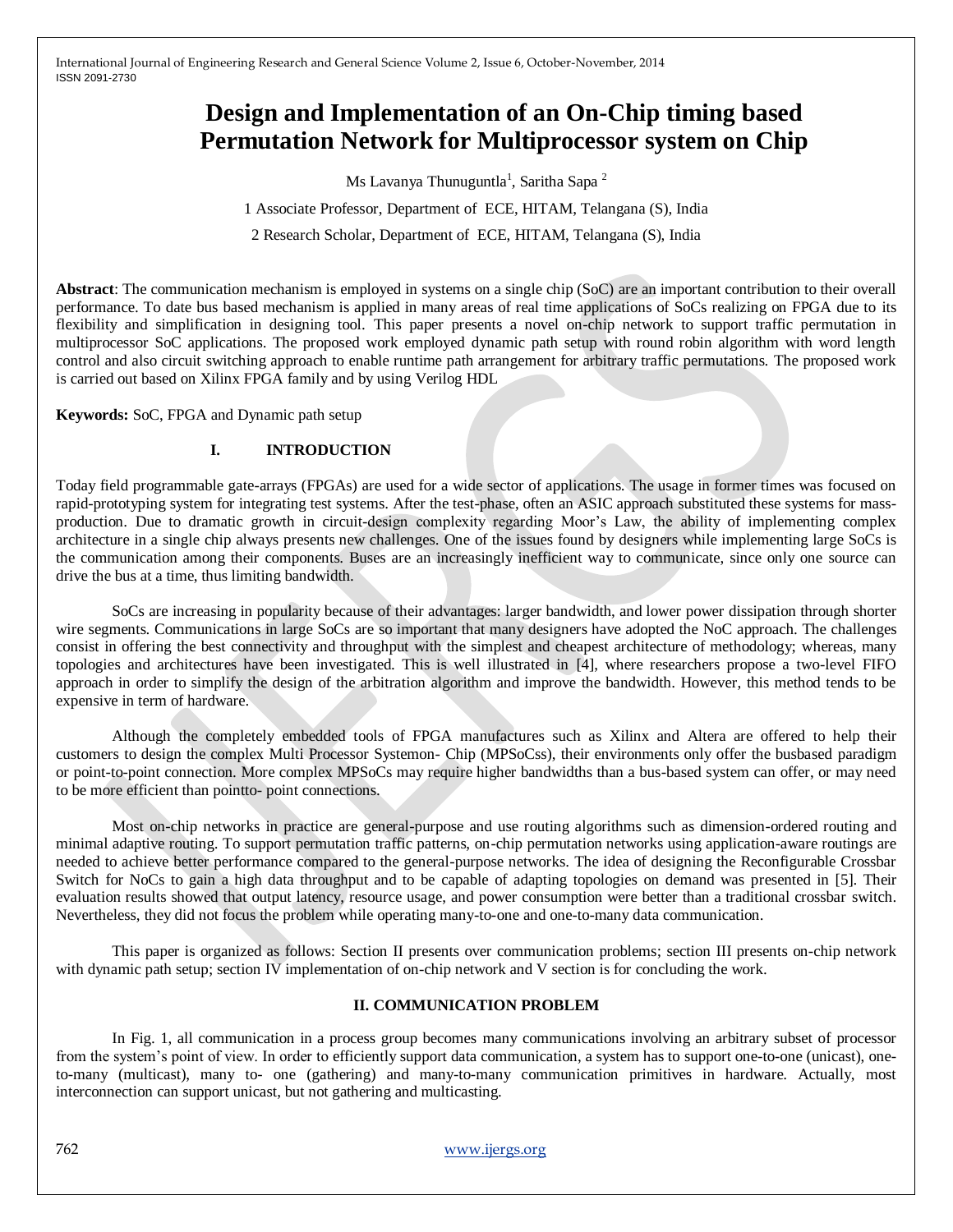# Design and Implementation of an On-Chip timing based Permutation Network for Multiprocessor system on Chip

Ms Lavanya Thunuguntla[1], Saritha Sapa [2]

1 Associate Professor, Department of ECE, HITAM, Telangana (S), India

2 Research Scholar, Department of ECE, HITAM, Telangana (S), India

**Abstract**: The communication mechanism is employed in systems on a single chip (SoC) are an important contribution to their overall performance. To date bus based mechanism is applied in many areas of real time applications of SoCs realizing on FPGA due to its flexibility and simplification in designing tool. This paper presents a novel on-chip network to support traffic permutation in multiprocessor SoC applications. The proposed work employed dynamic path setup with round robin algorithm with word length control and also circuit switching approach to enable runtime path arrangement for arbitrary traffic permutations. The proposed work is carried out based on Xilinx FPGA family and by using Verilog HDL

**Keywords:** SoC, FPGA and Dynamic path setup

## I. INTRODUCTION

Today field programmable gate-arrays (FPGAs) are used for a wide sector of applications. The usage in former times was focused on rapid-prototyping system for integrating test systems. After the test-phase, often an ASIC approach substituted these systems for mass-production. Due to dramatic growth in circuit-design complexity regarding Moor's Law, the ability of implementing complex architecture in a single chip always presents new challenges. One of the issues found by designers while implementing large SoCs is the communication among their components. Buses are an increasingly inefficient way to communicate, since only one source can drive the bus at a time, thus limiting bandwidth.

SoCs are increasing in popularity because of their advantages: larger bandwidth, and lower power dissipation through shorter wire segments. Communications in large SoCs are so important that many designers have adopted the NoC approach. The challenges consist in offering the best connectivity and throughput with the simplest and cheapest architecture of methodology; whereas, many topologies and architectures have been investigated. This is well illustrated in [4], where researchers propose a two-level FIFO approach in order to simplify the design of the arbitration algorithm and improve the bandwidth. However, this method tends to be expensive in term of hardware.

Although the completely embedded tools of FPGA manufactures such as Xilinx and Altera are offered to help their customers to design the complex Multi Processor Systemon- Chip (MPSoCss), their environments only offer the busbased paradigm or point-to-point connection. More complex MPSoCs may require higher bandwidths than a bus-based system can offer, or may need to be more efficient than pointto- point connections.

Most on-chip networks in practice are general-purpose and use routing algorithms such as dimension-ordered routing and minimal adaptive routing. To support permutation traffic patterns, on-chip permutation networks using application-aware routings are needed to achieve better performance compared to the general-purpose networks. The idea of designing the Reconfigurable Crossbar Switch for NoCs to gain a high data throughput and to be capable of adapting topologies on demand was presented in [5]. Their evaluation results showed that output latency, resource usage, and power consumption were better than a traditional crossbar switch. Nevertheless, they did not focus the problem while operating many-to-one and one-to-many data communication.

This paper is organized as follows: Section II presents over communication problems; section III presents on-chip network with dynamic path setup; section IV implementation of on-chip network and V section is for concluding the work.

## II. COMMUNICATION PROBLEM

In Fig. 1, all communication in a process group becomes many communications involving an arbitrary subset of processor from the system's point of view. In order to efficiently support data communication, a system has to support one-to-one (unicast), one-to-many (multicast), many to- one (gathering) and many-to-many communication primitives in hardware. Actually, most interconnection can support unicast, but not gathering and multicasting.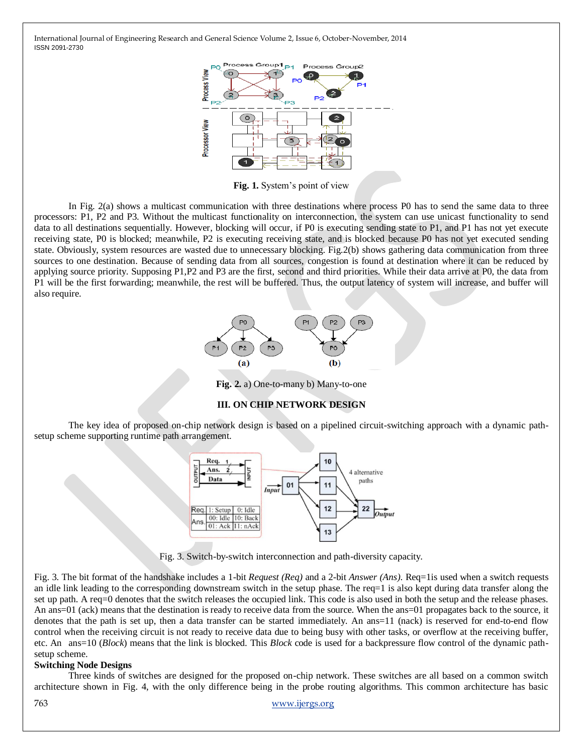**Fig. 1.** System's point of view

In Fig. 2(a) shows a multicast communication with three destinations where process P0 has to send the same data to three processors: P1, P2 and P3. Without the multicast functionality on interconnection, the system can use unicast functionality to send data to all destinations sequentially. However, blocking will occur, if P0 is executing sending state to P1, and P1 has not yet execute receiving state, P0 is blocked; meanwhile, P2 is executing receiving state, and is blocked because P0 has not yet executed sending state. Obviously, system resources are wasted due to unnecessary blocking. Fig.2(b) shows gathering data communication from three sources to one destination. Because of sending data from all sources, congestion is found at destination where it can be reduced by applying source priority. Supposing P1,P2 and P3 are the first, second and third priorities. While their data arrive at P0, the data from P1 will be the first forwarding; meanwhile, the rest will be buffered. Thus, the output latency of system will increase, and buffer will also require.

**Fig. 2.** a) One-to-many b) Many-to-one

## III. ON CHIP NETWORK DESIGN

The key idea of proposed on-chip network design is based on a pipelined circuit-switching approach with a dynamic path-setup scheme supporting runtime path arrangement.

Fig. 3. Switch-by-switch interconnection and path-diversity capacity.

Fig. 3. The bit format of the handshake includes a 1-bit *Request (Req)* and a 2-bit *Answer (Ans)*. Req=1is used when a switch requests an idle link leading to the corresponding downstream switch in the setup phase. The req=1 is also kept during data transfer along the set up path. A req=0 denotes that the switch releases the occupied link. This code is also used in both the setup and the release phases. An ans=01 (ack) means that the destination is ready to receive data from the source. When the ans=01 propagates back to the source, it denotes that the path is set up, then a data transfer can be started immediately. An ans=11 (nack) is reserved for end-to-end flow control when the receiving circuit is not ready to receive data due to being busy with other tasks, or overflow at the receiving buffer, etc. An ans=10 (*Block*) means that the link is blocked. This *Block* code is used for a backpressure flow control of the dynamic path-setup scheme.

**Switching Node Designs**

Three kinds of switches are designed for the proposed on-chip network. These switches are all based on a common switch architecture shown in Fig. 4, with the only difference being in the probe routing algorithms. This common architecture has basic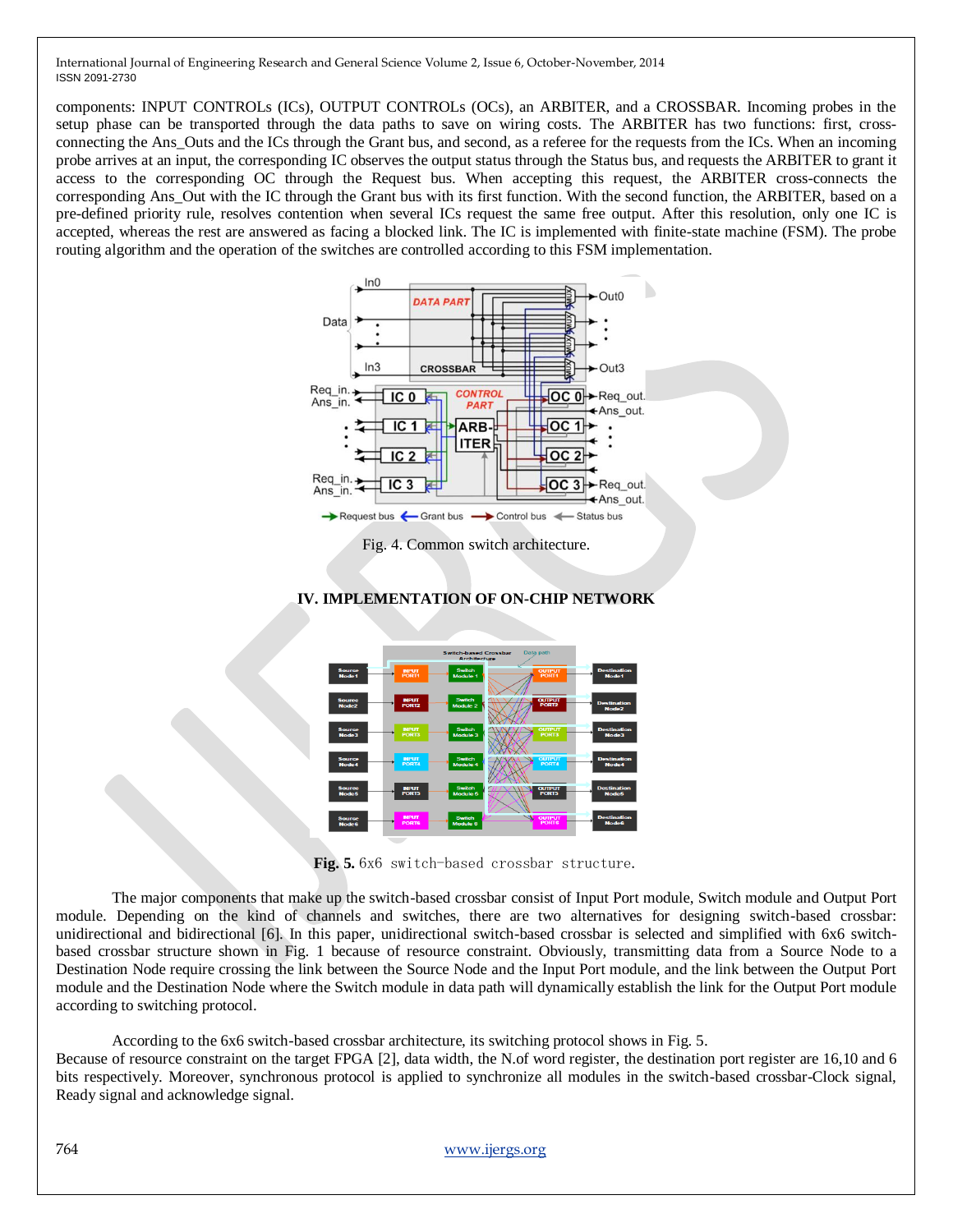components: INPUT CONTROLs (ICs), OUTPUT CONTROLs (OCs), an ARBITER, and a CROSSBAR. Incoming probes in the setup phase can be transported through the data paths to save on wiring costs. The ARBITER has two functions: first, cross-connecting the Ans_Outs and the ICs through the Grant bus, and second, as a referee for the ICs. When an incoming probe arrives at an input, the corresponding IC observes the output status through the Status bus, and requests the ARBITER to grant it access to the corresponding OC through the Request bus. When accepting this request, the ARBITER cross-connects the corresponding Ans_Out with the IC through the Grant bus with its first function. With the second function, the ARBITER, based on a pre-defined priority rule, resolves contention when several ICs request the same free output. After this resolution, only one IC is accepted, whereas the rest are answered as facing a blocked link. The IC is implemented with finite-state machine (FSM). The probe routing algorithm and the operation of the switches are controlled according to this FSM implementation.

Fig. 4. Common switch architecture.

## IV. IMPLEMENTATION OF ON-CHIP NETWORK

**Fig. 5.** 6x6 switch-based crossbar structure.

The major components that make up the switch-based crossbar consist of Input Port module, Switch module and Output Port module. Depending on the kind of channels and switches, there are two alternatives for designing switch-based crossbar: unidirectional and bidirectional [6]. In this paper, unidirectional switch-based crossbar is selected and simplified with 6x6 switch-based crossbar structure shown in Fig. 1 because of resource constraint. Obviously, transmitting data from a Source Node to a Destination Node require crossing the link between the Source Node and the Input Port module, and the link between the Output Port module and the Destination Node where the Switch module in data path will dynamically establish the link for the Output Port module according to switching protocol.

According to the 6x6 switch-based crossbar architecture, its switching protocol shows in Fig. 5.
Because of resource constraint on the target FPGA [2], data width, the N.of word register, the destination port register are 16,10 and 6 bits respectively. Moreover, synchronous protocol is applied to synchronize all modules in the switch-based crossbar-Clock signal, Ready signal and acknowledge signal.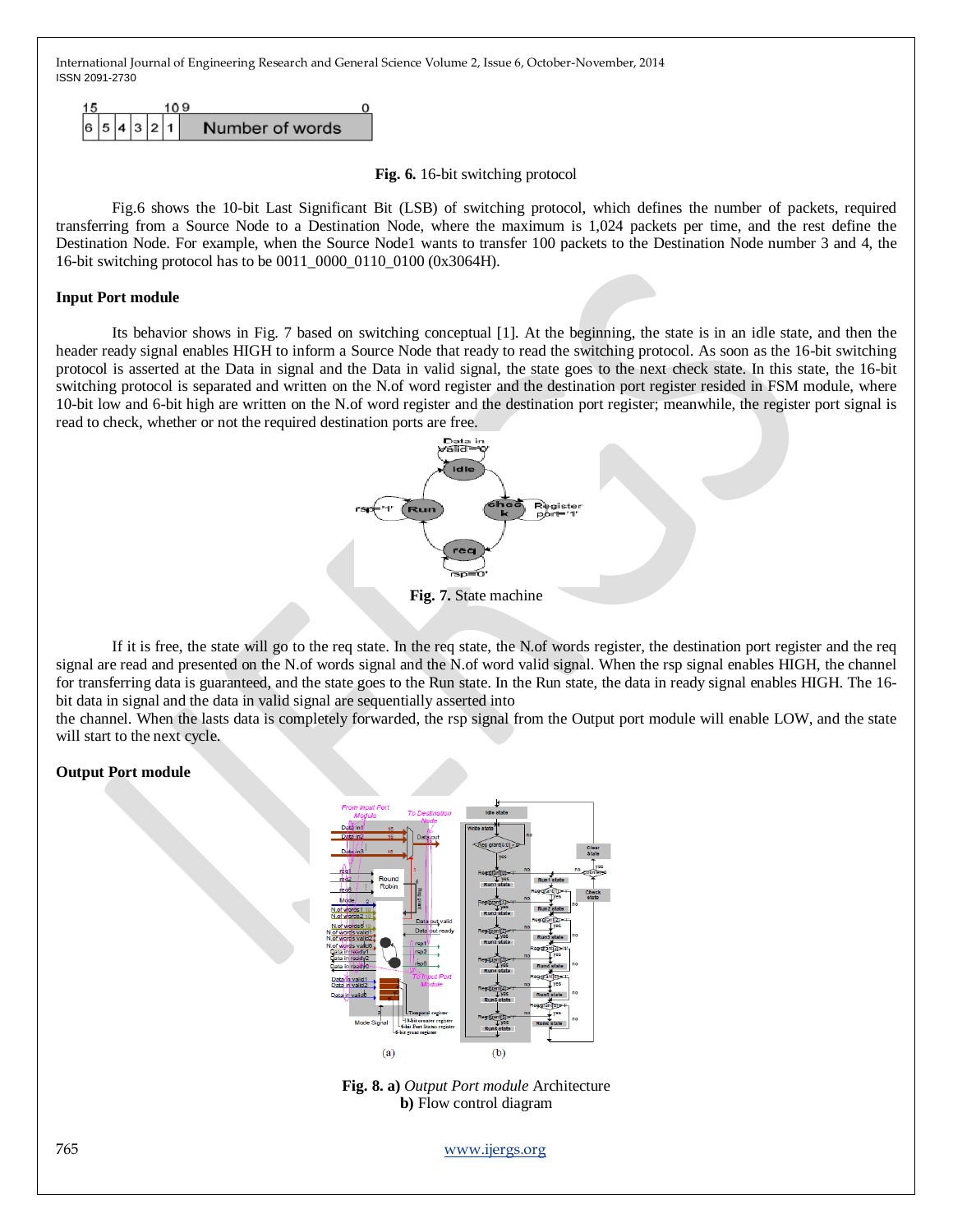| 15 | | | | | 10 9 | 0 |
|---|---|---|---|---|---|---|
| 6 | 5 | 4 | 3 | 2 | 1 | Number of words |

**Fig. 6.** 16-bit switching protocol

Fig.6 shows the 10-bit Last Significant Bit (LSB) of switching protocol, which defines the number of packets, required transferring from a Source Node to a Destination Node, where the maximum is 1,024 packets per time, and the rest define the Destination Node. For example, when the Source Node1 wants to transfer 100 packets to the Destination Node number 3 and 4, the 16-bit switching protocol has to be 0011_0000_0110_0100 (0x3064H).

**Input Port module**

Its behavior shows in Fig. 7 based on switching conceptual [1]. At the beginning, the state is in an idle state, and then the header ready signal enables HIGH to inform a Source Node that ready to read the switching protocol. As soon as the 16-bit switching protocol is asserted at the Data in signal and the Data in valid signal, the state goes to the next check state. In this state, the 16-bit switching protocol is separated and written on the N.of word register and the destination port register resided in FSM module, where 10-bit low and 6-bit high are written on the N.of word register and the destination port register; meanwhile, the register port signal is read to check, whether or not the required destination ports are free.

**Fig. 7.** State machine

If it is free, the state will go to the req state. In the req state, the N.of words register, the destination port register and the req signal are read and presented on the N.of words signal and the N.of word valid signal. When the rsp signal enables HIGH, the channel for transferring data is guaranteed, and the state goes to the Run state. In the Run state, the data in ready signal enables HIGH. The 16-bit data in signal and the data in valid signal are sequentially asserted into
the channel. When the lasts data is completely forwarded, the rsp signal from the Output port module will enable LOW, and the state will start to the next cycle.

**Output Port module**

**Fig. 8. a)** *Output Port module* Architecture
**b)** Flow control diagram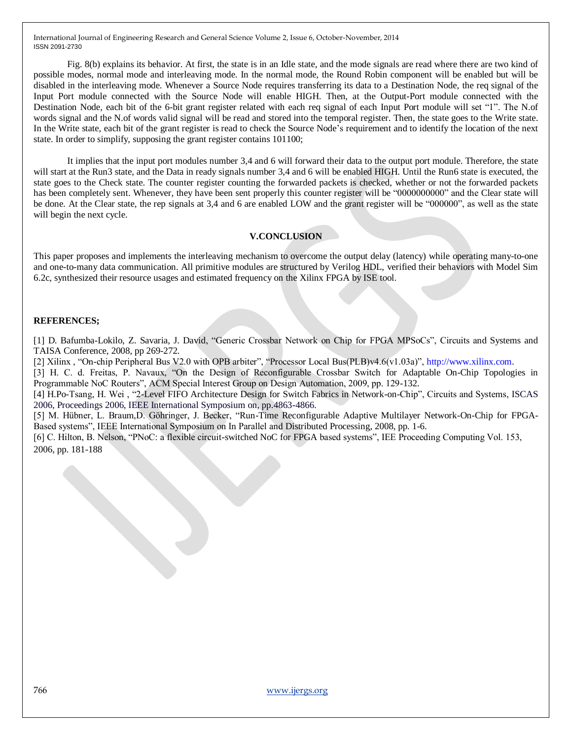Fig. 8(b) explains its behavior. At first, the state is in an Idle state, and the mode signals are read where there are two kind of possible modes, normal mode and interleaving mode. In the normal mode, the Round Robin component will be enabled but will be disabled in the interleaving mode. Whenever a Source Node requires transferring its data to a Destination Node, the req signal of the Input Port module connected with the Source Node will enable HIGH. Then, at the Output-Port module connected with the Destination Node, each bit of the 6-bit grant register related with each req signal of each Input Port module will set "1". The N.of words signal and the N.of words valid signal will be read and stored into the temporal register. Then, the state goes to the Write state. In the Write state, each bit of the grant register is read to check the Source Node's requirement and to identify the location of the next state. In order to simplify, supposing the grant register contains 101100;

It implies that the input port modules number 3,4 and 6 will forward their data to the output port module. Therefore, the state will start at the Run3 state, and the Data in ready signals number 3,4 and 6 will be enabled HIGH. Until the Run6 state is executed, the state goes to the Check state. The counter register counting the forwarded packets is checked, whether or not the forwarded packets has been completely sent. Whenever, they have been sent properly this counter register will be "0000000000" and the Clear state will be done. At the Clear state, the rep signals at 3,4 and 6 are enabled LOW and the grant register will be "000000", as well as the state will begin the next cycle.

## V.CONCLUSION

This paper proposes and implements the interleaving mechanism to overcome the output delay (latency) while operating many-to-one and one-to-many data communication. All primitive modules are structured by Verilog HDL, verified their behaviors with Model Sim 6.2c, synthesized their resource usages and estimated frequency on the Xilinx FPGA by ISE tool.

## REFERENCES;

[1] D. Bafumba-Lokilo, Z. Savaria, J. David, "Generic Crossbar Network on Chip for FPGA MPSoCs", Circuits and Systems and TAISA Conference, 2008, pp 269-272.

[2] Xilinx , "On-chip Peripheral Bus V2.0 with OPB arbiter", "Processor Local Bus(PLB)v4.6(v1.03a)", http://www.xilinx.com.

[3] H. C. d. Freitas, P. Navaux, "On the Design of Reconfigurable Crossbar Switch for Adaptable On-Chip Topologies in Programmable NoC Routers", ACM Special Interest Group on Design Automation, 2009, pp. 129-132.

[4] H.Po-Tsang, H. Wei , "2-Level FIFO Architecture Design for Switch Fabrics in Network-on-Chip", Circuits and Systems, ISCAS 2006, Proceedings 2006, IEEE International Symposium on, pp.4863-4866.

[5] M. Hübner, L. Braum,D. Göhringer, J. Becker, "Run-Time Reconfigurable Adaptive Multilayer Network-On-Chip for FPGA-Based systems", IEEE International Symposium on In Parallel and Distributed Processing, 2008, pp. 1-6.

[6] C. Hilton, B. Nelson, "PNoC: a flexible circuit-switched NoC for FPGA based systems", IEE Proceeding Computing Vol. 153, 2006, pp. 181-188